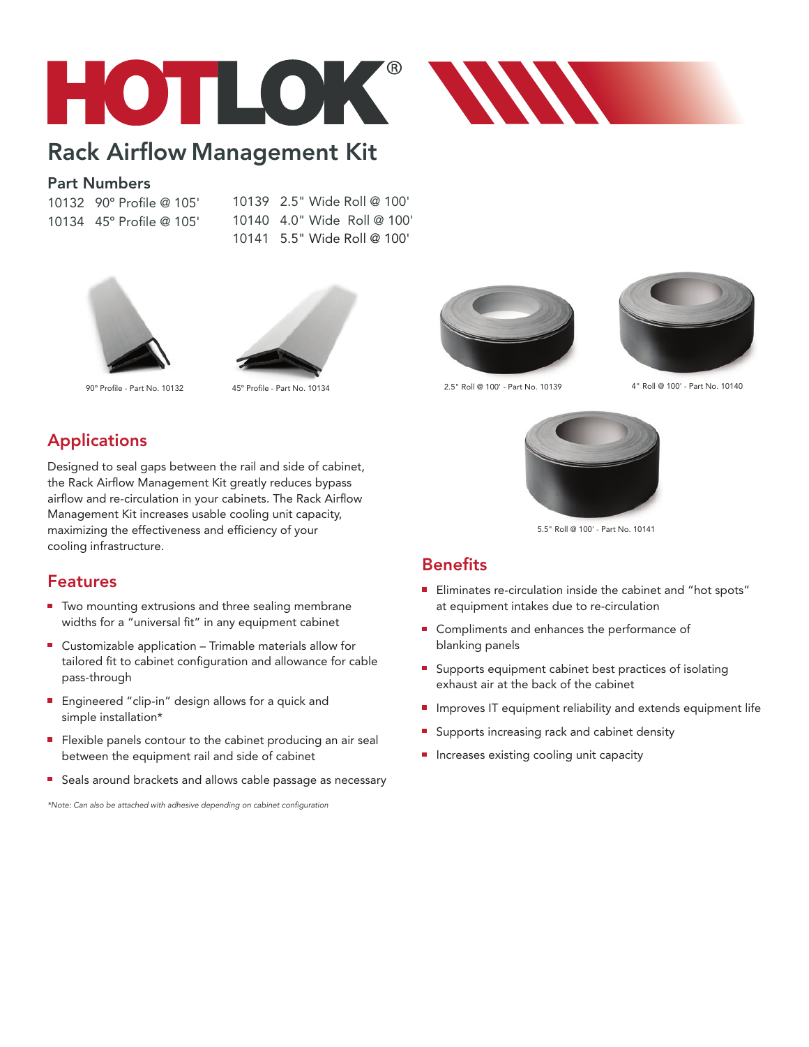# HOTLOK®

## Rack Airflow Management Kit

### Part Numbers

10132 90° Profile @ 105'
10134 45° Profile @ 105'

10139 2.5" Wide Roll @ 100'
10140 4.0" Wide Roll @ 100'
10141 5.5" Wide Roll @ 100'

90° Profile - Part No. 10132

45° Profile - Part No. 10134

2.5" Roll @ 100' - Part No. 10139

4" Roll @ 100' - Part No. 10140

5.5" Roll @ 100' - Part No. 10141

## Applications

Designed to seal gaps between the rail and side of cabinet, the Rack Airflow Management Kit greatly reduces bypass airflow and re-circulation in your cabinets. The Rack Airflow Management Kit increases usable cooling unit capacity, maximizing the effectiveness and efficiency of your cooling infrastructure.

## Features

- Two mounting extrusions and three sealing membrane widths for a "universal fit" in any equipment cabinet
- Customizable application – Trimable materials allow for tailored fit to cabinet configuration and allowance for cable pass-through
- Engineered "clip-in" design allows for a quick and simple installation*
- Flexible panels contour to the cabinet producing an air seal between the equipment rail and side of cabinet
- Seals around brackets and allows cable passage as necessary

*\*Note: Can also be attached with adhesive depending on cabinet configuration*

## Benefits

- Eliminates re-circulation inside the cabinet and "hot spots" at equipment intakes due to re-circulation
- Compliments and enhances the performance of blanking panels
- Supports equipment cabinet best practices of isolating exhaust air at the back of the cabinet
- Improves IT equipment reliability and extends equipment life
- Supports increasing rack and cabinet density
- Increases existing cooling unit capacity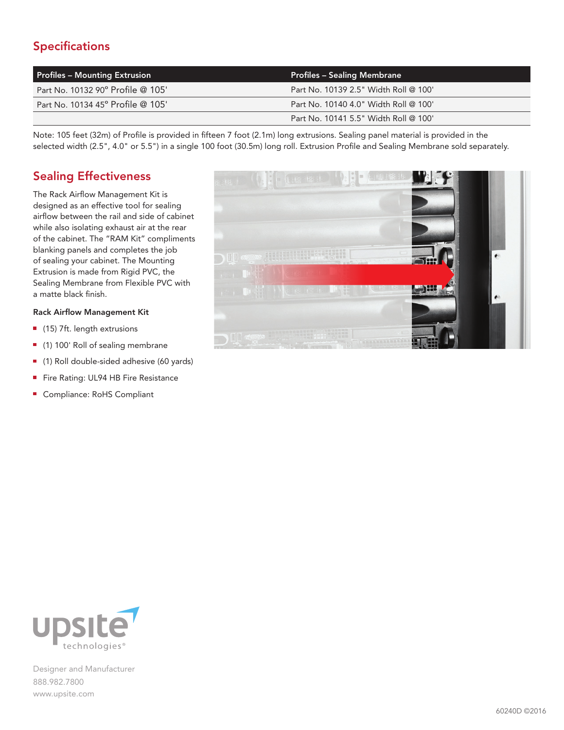## Specifications

| Profiles – Mounting Extrusion | Profiles – Sealing Membrane |
|---|---|
| Part No. 10132 90° Profile @ 105' | Part No. 10139 2.5" Width Roll @ 100' |
| Part No. 10134 45° Profile @ 105' | Part No. 10140 4.0" Width Roll @ 100' |
| | Part No. 10141 5.5" Width Roll @ 100' |

Note: 105 feet (32m) of Profile is provided in fifteen 7 foot (2.1m) long extrusions. Sealing panel material is provided in the selected width (2.5", 4.0" or 5.5") in a single 100 foot (30.5m) long roll. Extrusion Profile and Sealing Membrane sold separately.

## Sealing Effectiveness

The Rack Airflow Management Kit is designed as an effective tool for sealing airflow between the rail and side of cabinet while also isolating exhaust air at the rear of the cabinet. The "RAM Kit" compliments blanking panels and completes the job of sealing your cabinet. The Mounting Extrusion is made from Rigid PVC, the Sealing Membrane from Flexible PVC with a matte black finish.

**Rack Airflow Management Kit**

- (15) 7ft. length extrusions
- (1) 100' Roll of sealing membrane
- (1) Roll double-sided adhesive (60 yards)
- Fire Rating: UL94 HB Fire Resistance
- Compliance: RoHS Compliant

upsite technologies®

Designer and Manufacturer
888.982.7800
www.upsite.com

60240D ©2016